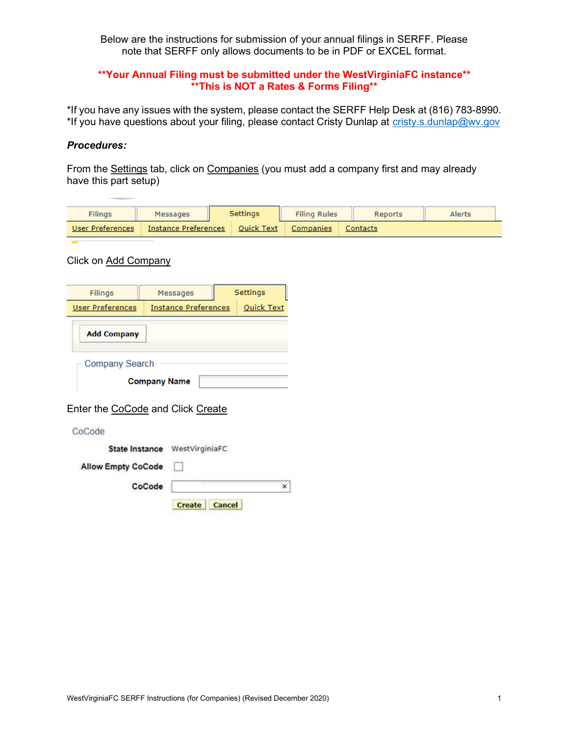Below are the instructions for submission of your annual filings in SERFF. Please note that SERFF only allows documents to be in PDF or EXCEL format.

**\*\*Your Annual Filing must be submitted under the WestVirginiaFC instance\*\***
**\*\*This is NOT a Rates & Forms Filing\*\***

*If you have any issues with the system, please contact the SERFF Help Desk at (816) 783-8990.
*If you have questions about your filing, please contact Cristy Dunlap at cristy.s.dunlap@wv.gov

***Procedures:***

From the Settings tab, click on Companies (you must add a company first and may already have this part setup)

Click on Add Company

Enter the CoCode and Click Create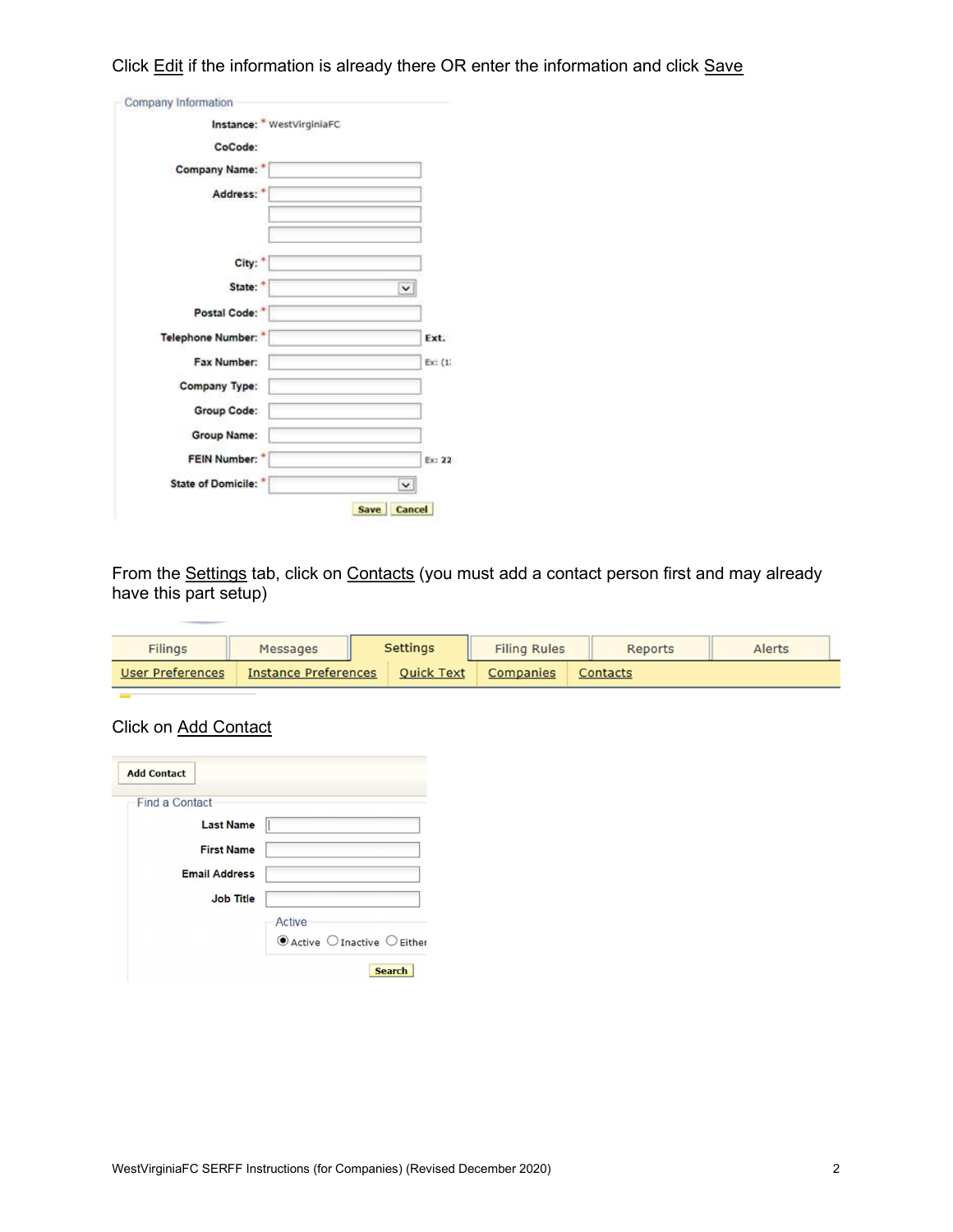Click Edit if the information is already there OR enter the information and click Save

Company Information

Instance: * WestVirginiaFC

CoCode:

Company Name: *

Address: *

City: *

State: *

Postal Code: *

Telephone Number: * Ext.

Fax Number: Ex: (1:

Company Type:

Group Code:

Group Name:

FEIN Number: * Ex: 22

State of Domicile: *

Save Cancel

From the Settings tab, click on Contacts (you must add a contact person first and may already have this part setup)

| Filings | Messages | Settings | Filing Rules | Reports | Alerts |
|---|---|---|---|---|---|
| User Preferences | Instance Preferences | Quick Text | Companies | Contacts | |

Click on Add Contact

Add Contact

Find a Contact

Last Name

First Name

Email Address

Job Title

Active

Active Inactive Either

Search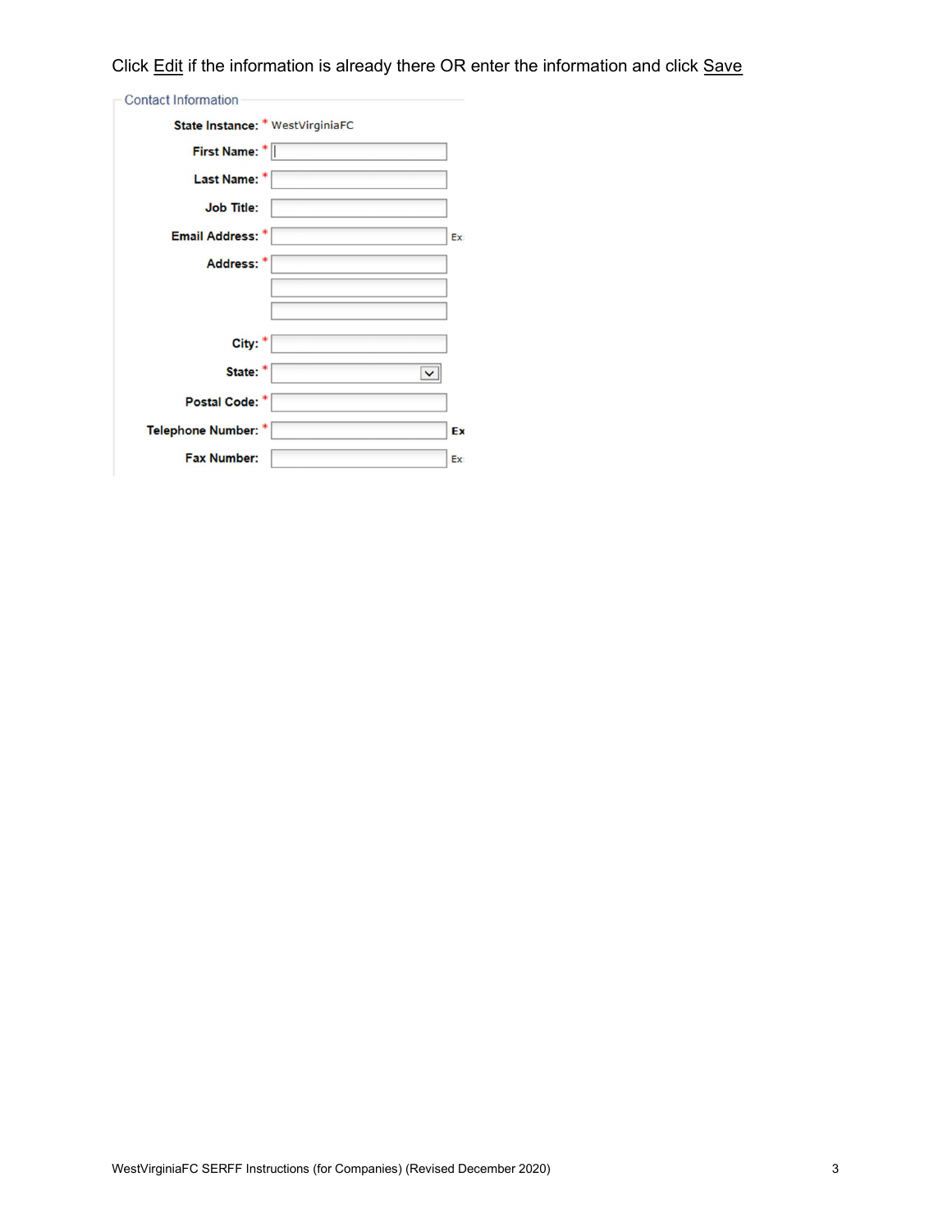Click Edit if the information is already there OR enter the information and click Save

**Contact Information**

| Field | Value |
| --- | --- |
| State Instance: * | WestVirginiaFC |
| First Name: * | |
| Last Name: * | |
| Job Title: | |
| Email Address: * | Ex |
| Address: * | |
| City: * | |
| State: * | |
| Postal Code: * | |
| Telephone Number: * | Ex |
| Fax Number: | Ex |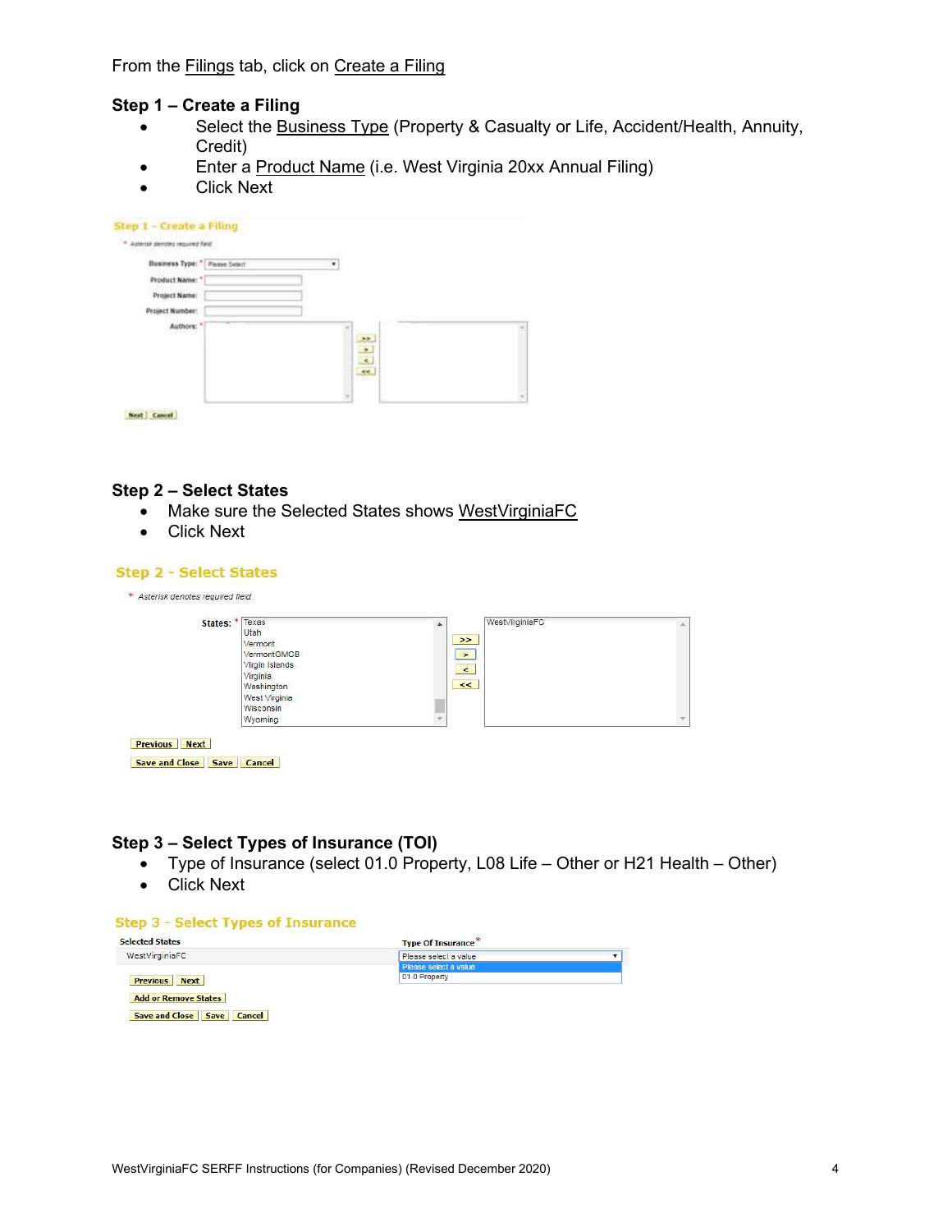From the Filings tab, click on Create a Filing

**Step 1 – Create a Filing**

- Select the Business Type (Property & Casualty or Life, Accident/Health, Annuity, Credit)
- Enter a Product Name (i.e. West Virginia 20xx Annual Filing)
- Click Next

**Step 2 – Select States**

- Make sure the Selected States shows WestVirginiaFC
- Click Next

**Step 3 – Select Types of Insurance (TOI)**

- Type of Insurance (select 01.0 Property, L08 Life – Other or H21 Health – Other)
- Click Next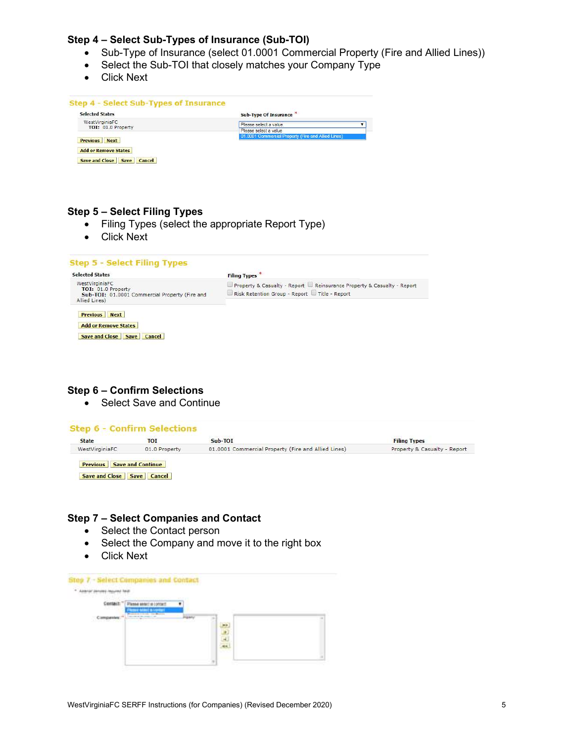### Step 4 – Select Sub-Types of Insurance (Sub-TOI)

- Sub-Type of Insurance (select 01.0001 Commercial Property (Fire and Allied Lines))
- Select the Sub-TOI that closely matches your Company Type
- Click Next

**Step 4 - Select Sub-Types of Insurance**

| Selected States | Sub-Type Of Insurance * |
|---|---|
| WestVirginiaFC<br>TOI: 01.0 Property | Please select a value<br>Please select a value<br>01.0001 Commercial Property (Fire and Allied Lines) |

Previous | Next

Add or Remove States

Save and Close | Save | Cancel

### Step 5 – Select Filing Types

- Filing Types (select the appropriate Report Type)
- Click Next

**Step 5 - Select Filing Types**

| Selected States | Filing Types * |
|---|---|
| WestVirginiaFC<br>TOI: 01.0 Property<br>Sub-TOI: 01.0001 Commercial Property (Fire and Allied Lines) | ☐ Property & Casualty - Report ☐ Reinsurance Property & Casualty - Report<br>☐ Risk Retention Group - Report ☐ Title - Report |

Previous | Next

Add or Remove States

Save and Close | Save | Cancel

### Step 6 – Confirm Selections

- Select Save and Continue

**Step 6 - Confirm Selections**

| State | TOI | Sub-TOI | Filing Types |
|---|---|---|---|
| WestVirginiaFC | 01.0 Property | 01.0001 Commercial Property (Fire and Allied Lines) | Property & Casualty - Report |

Previous | Save and Continue

Save and Close | Save | Cancel

### Step 7 – Select Companies and Contact

- Select the Contact person
- Select the Company and move it to the right box
- Click Next

**Step 7 - Select Companies and Contact**

\* Asterisk denotes required field

Contact: * Please select a contact

Companies: *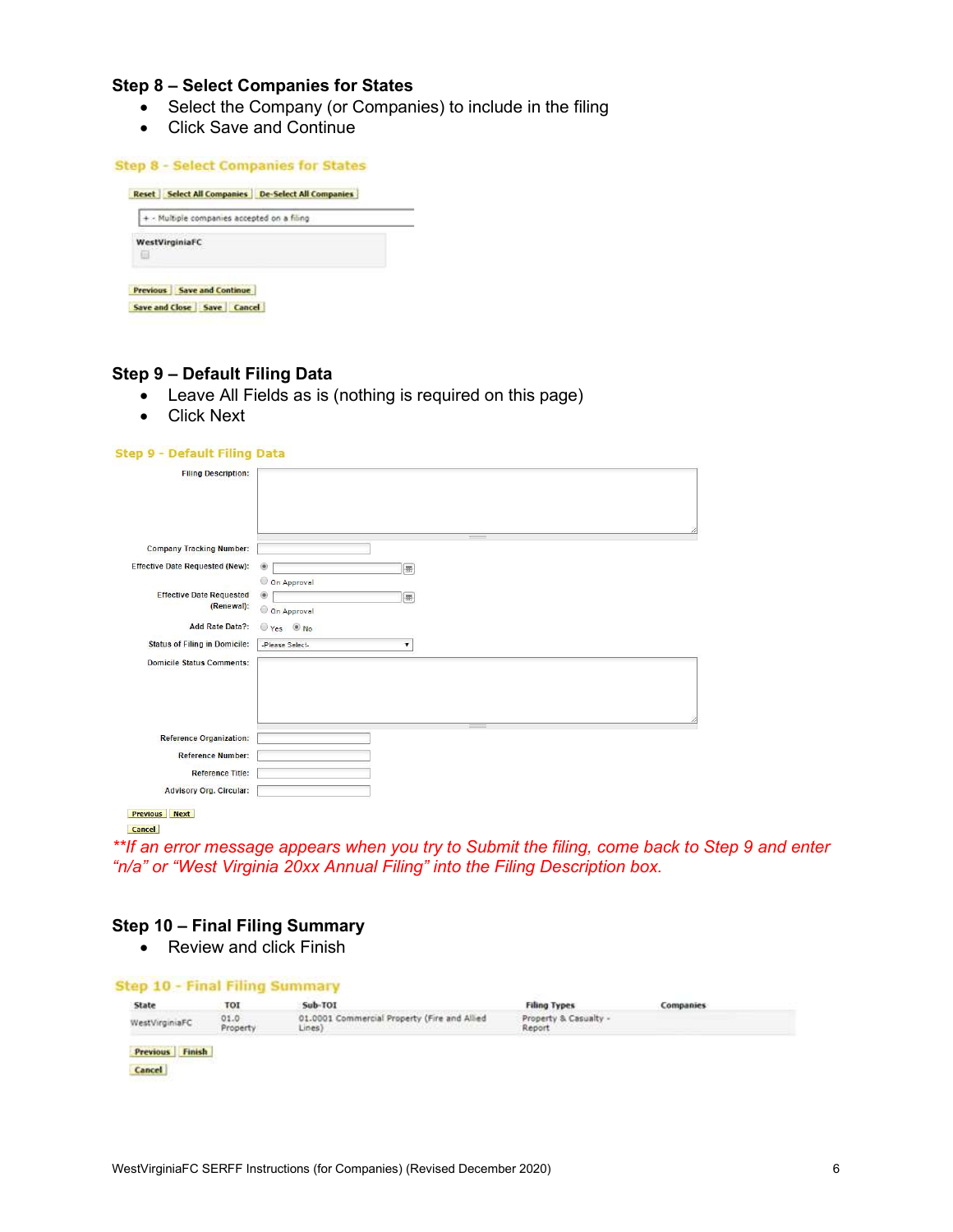## Step 8 – Select Companies for States

- Select the Company (or Companies) to include in the filing
- Click Save and Continue

Step 8 - Select Companies for States

Reset | Select All Companies | De-Select All Companies

+ - Multiple companies accepted on a filing

WestVirginiaFC

Previous | Save and Continue

Save and Close | Save | Cancel

## Step 9 – Default Filing Data

- Leave All Fields as is (nothing is required on this page)
- Click Next

Step 9 - Default Filing Data

Filing Description:

Company Tracking Number:

Effective Date Requested (New): On Approval

Effective Date Requested (Renewal): On Approval

Add Rate Data?: Yes No

Status of Filing in Domicile: -Please Select-

Domicile Status Comments:

Reference Organization:

Reference Number:

Reference Title:

Advisory Org. Circular:

Previous | Next

Cancel

*\*\*If an error message appears when you try to Submit the filing, come back to Step 9 and enter “n/a” or “West Virginia 20xx Annual Filing” into the Filing Description box.*

## Step 10 – Final Filing Summary

- Review and click Finish

Step 10 - Final Filing Summary

| State | TOI | Sub-TOI | Filing Types | Companies |
|---|---|---|---|---|
| WestVirginiaFC | 01.0 Property | 01.0001 Commercial Property (Fire and Allied Lines) | Property & Casualty - Report | |

Previous | Finish

Cancel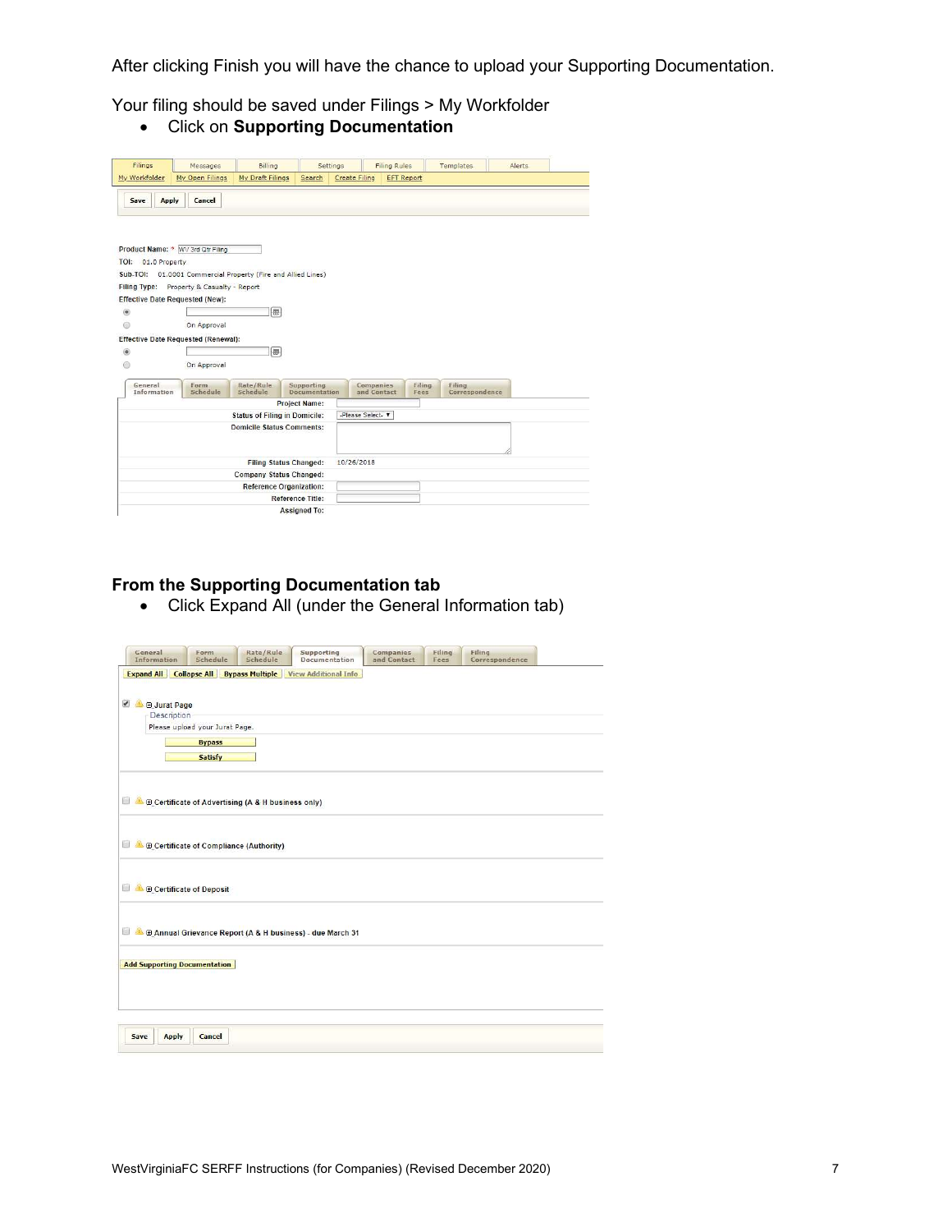After clicking Finish you will have the chance to upload your Supporting Documentation.

Your filing should be saved under Filings > My Workfolder

- Click on **Supporting Documentation**

## From the Supporting Documentation tab

- Click Expand All (under the General Information tab)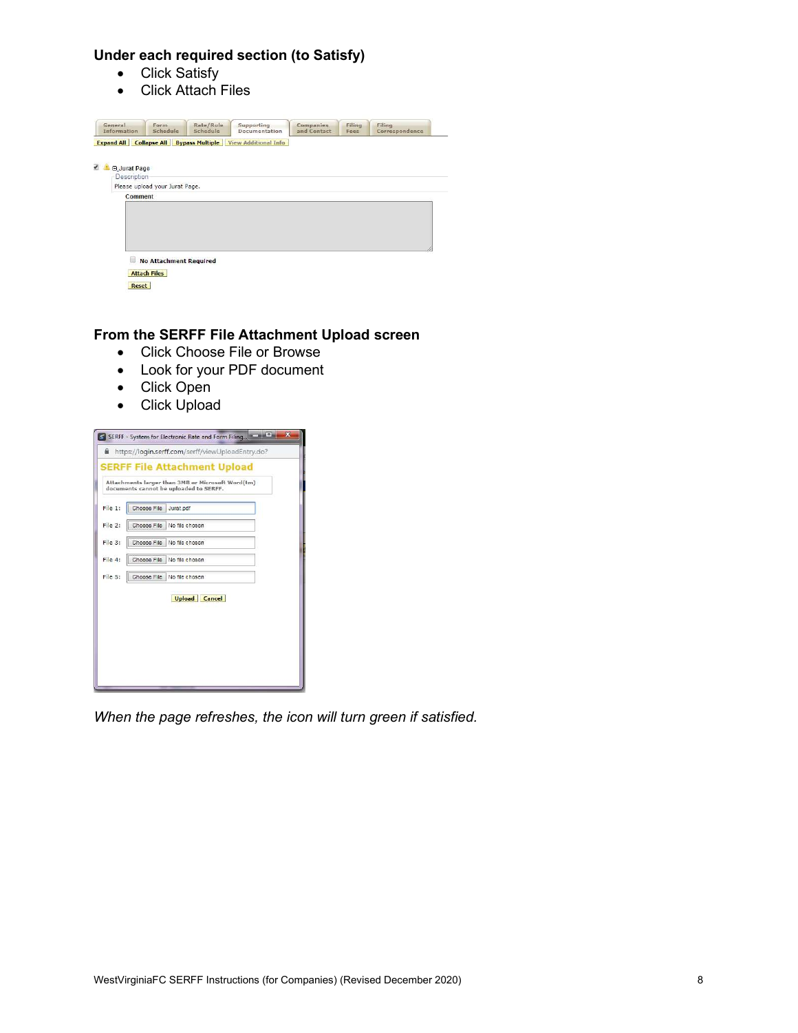**Under each required section (to Satisfy)**

- Click Satisfy
- Click Attach Files

**From the SERFF File Attachment Upload screen**

- Click Choose File or Browse
- Look for your PDF document
- Click Open
- Click Upload

*When the page refreshes, the icon will turn green if satisfied.*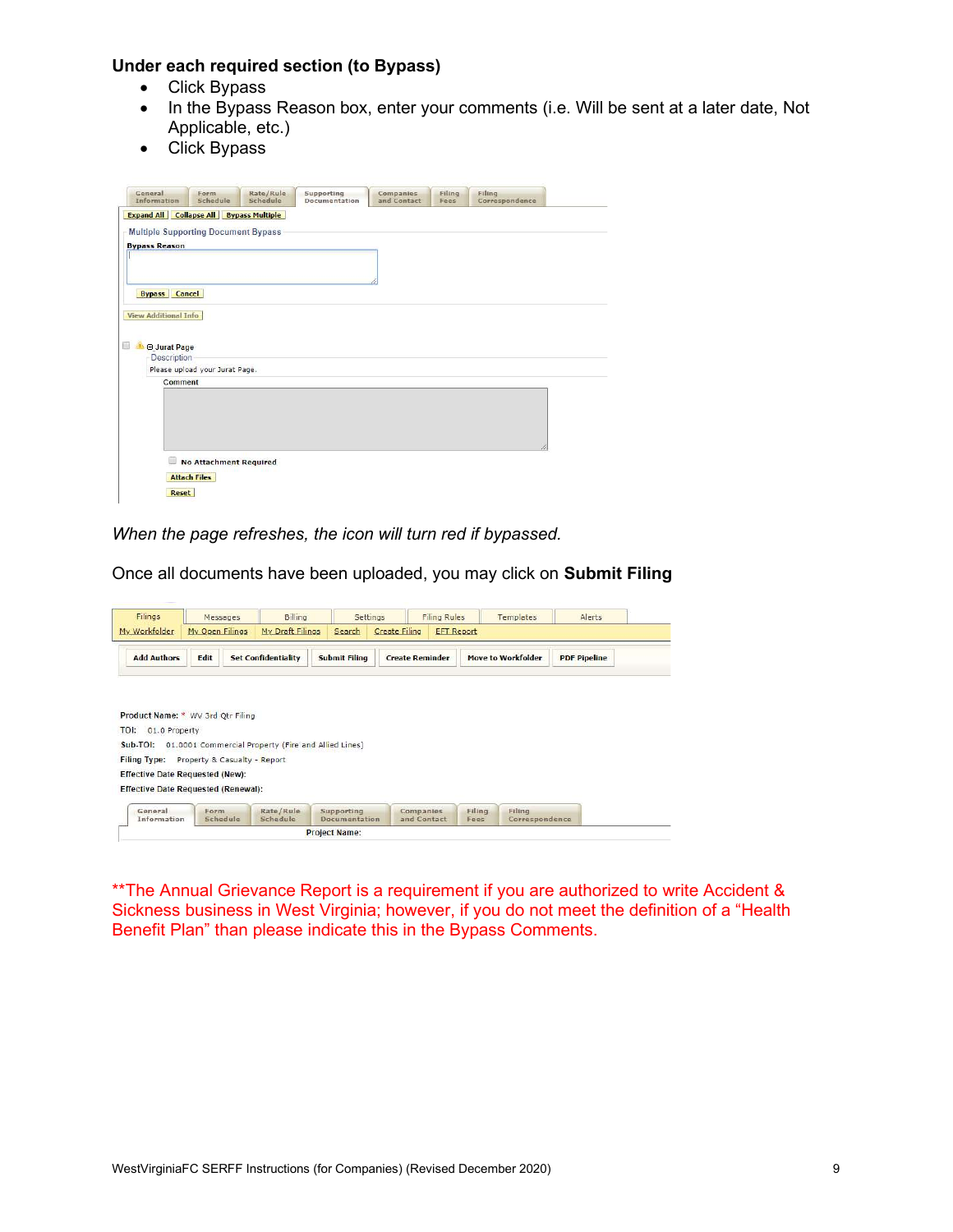**Under each required section (to Bypass)**

- Click Bypass
- In the Bypass Reason box, enter your comments (i.e. Will be sent at a later date, Not Applicable, etc.)
- Click Bypass

*When the page refreshes, the icon will turn red if bypassed.*

Once all documents have been uploaded, you may click on **Submit Filing**

**The Annual Grievance Report is a requirement if you are authorized to write Accident & Sickness business in West Virginia; however, if you do not meet the definition of a "Health Benefit Plan" than please indicate this in the Bypass Comments.